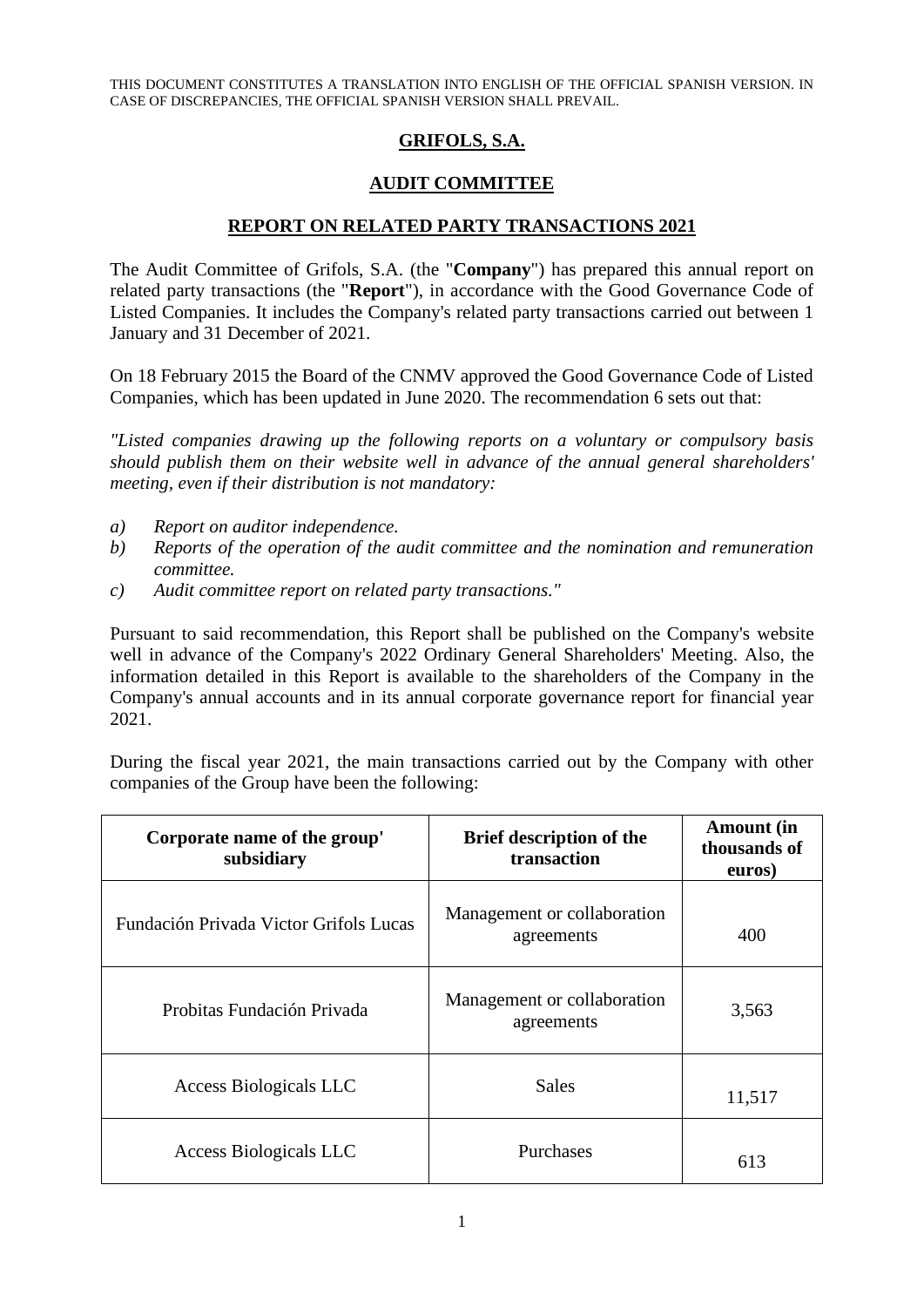THIS DOCUMENT CONSTITUTES A TRANSLATION INTO ENGLISH OF THE OFFICIAL SPANISH VERSION. IN CASE OF DISCREPANCIES, THE OFFICIAL SPANISH VERSION SHALL PREVAIL.

# GRIFOLS, S.A.

## AUDIT COMMITTEE

## REPORT ON RELATED PARTY TRANSACTIONS 2021

The Audit Committee of Grifols, S.A. (the "**Company**") has prepared this annual report on related party transactions (the "**Report**"), in accordance with the Good Governance Code of Listed Companies. It includes the Company's related party transactions carried out between 1 January and 31 December of 2021.

On 18 February 2015 the Board of the CNMV approved the Good Governance Code of Listed Companies, which has been updated in June 2020. The recommendation 6 sets out that:

*"Listed companies drawing up the following reports on a voluntary or compulsory basis should publish them on their website well in advance of the annual general shareholders' meeting, even if their distribution is not mandatory:*

*a) Report on auditor independence.*
*b) Reports of the operation of the audit committee and the nomination and remuneration committee.*
*c) Audit committee report on related party transactions."*

Pursuant to said recommendation, this Report shall be published on the Company's website well in advance of the Company's 2022 Ordinary General Shareholders' Meeting. Also, the information detailed in this Report is available to the shareholders of the Company in the Company's annual accounts and in its annual corporate governance report for financial year 2021.

During the fiscal year 2021, the main transactions carried out by the Company with other companies of the Group have been the following:

| Corporate name of the group' subsidiary | Brief description of the transaction | Amount (in thousands of euros) |
|---|---|---|
| Fundación Privada Victor Grifols Lucas | Management or collaboration agreements | 400 |
| Probitas Fundación Privada | Management or collaboration agreements | 3,563 |
| Access Biologicals LLC | Sales | 11,517 |
| Access Biologicals LLC | Purchases | 613 |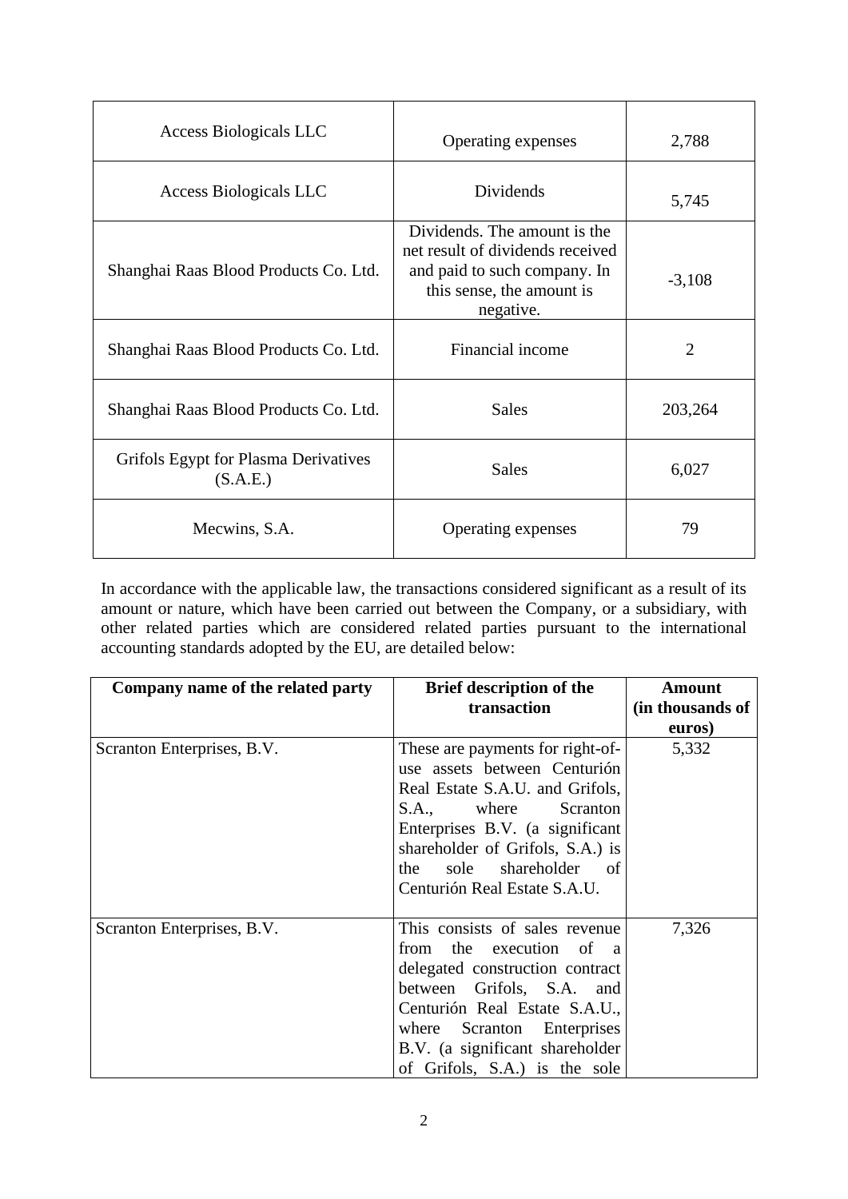| | | |
|---|---|---|
| Access Biologicals LLC | Operating expenses | 2,788 |
| Access Biologicals LLC | Dividends | 5,745 |
| Shanghai Raas Blood Products Co. Ltd. | Dividends. The amount is the net result of dividends received and paid to such company. In this sense, the amount is negative. | -3,108 |
| Shanghai Raas Blood Products Co. Ltd. | Financial income | 2 |
| Shanghai Raas Blood Products Co. Ltd. | Sales | 203,264 |
| Grifols Egypt for Plasma Derivatives (S.A.E.) | Sales | 6,027 |
| Mecwins, S.A. | Operating expenses | 79 |

In accordance with the applicable law, the transactions considered significant as a result of its amount or nature, which have been carried out between the Company, or a subsidiary, with other related parties which are considered related parties pursuant to the international accounting standards adopted by the EU, are detailed below:

| Company name of the related party | Brief description of the transaction | Amount (in thousands of euros) |
|---|---|---|
| Scranton Enterprises, B.V. | These are payments for right-of-use assets between Centurión Real Estate S.A.U. and Grifols, S.A., where Scranton Enterprises B.V. (a significant shareholder of Grifols, S.A.) is the sole shareholder of Centurión Real Estate S.A.U. | 5,332 |
| Scranton Enterprises, B.V. | This consists of sales revenue from the execution of a delegated construction contract between Grifols, S.A. and Centurión Real Estate S.A.U., where Scranton Enterprises B.V. (a significant shareholder of Grifols, S.A.) is the sole | 7,326 |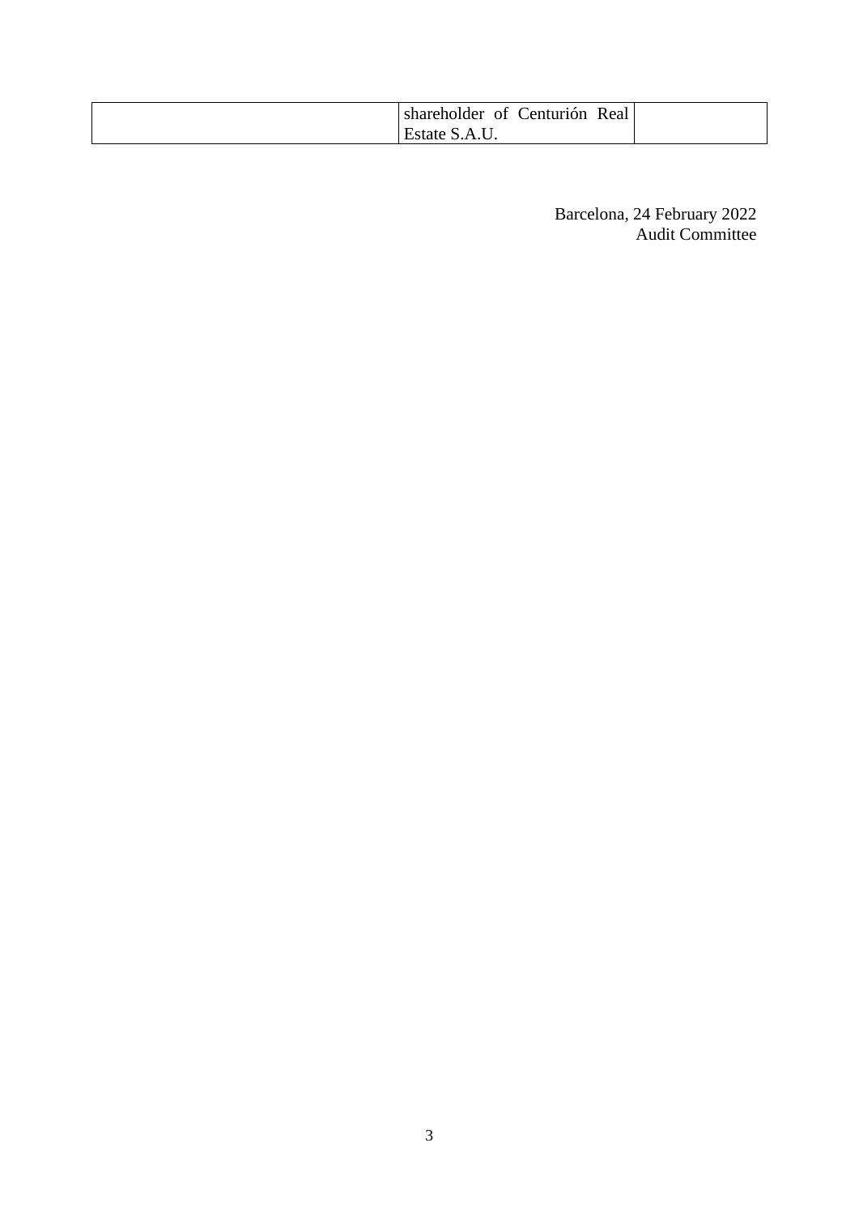| | | |
|---|---|---|
| | shareholder of Centurión Real Estate S.A.U. | |

Barcelona, 24 February 2022
Audit Committee